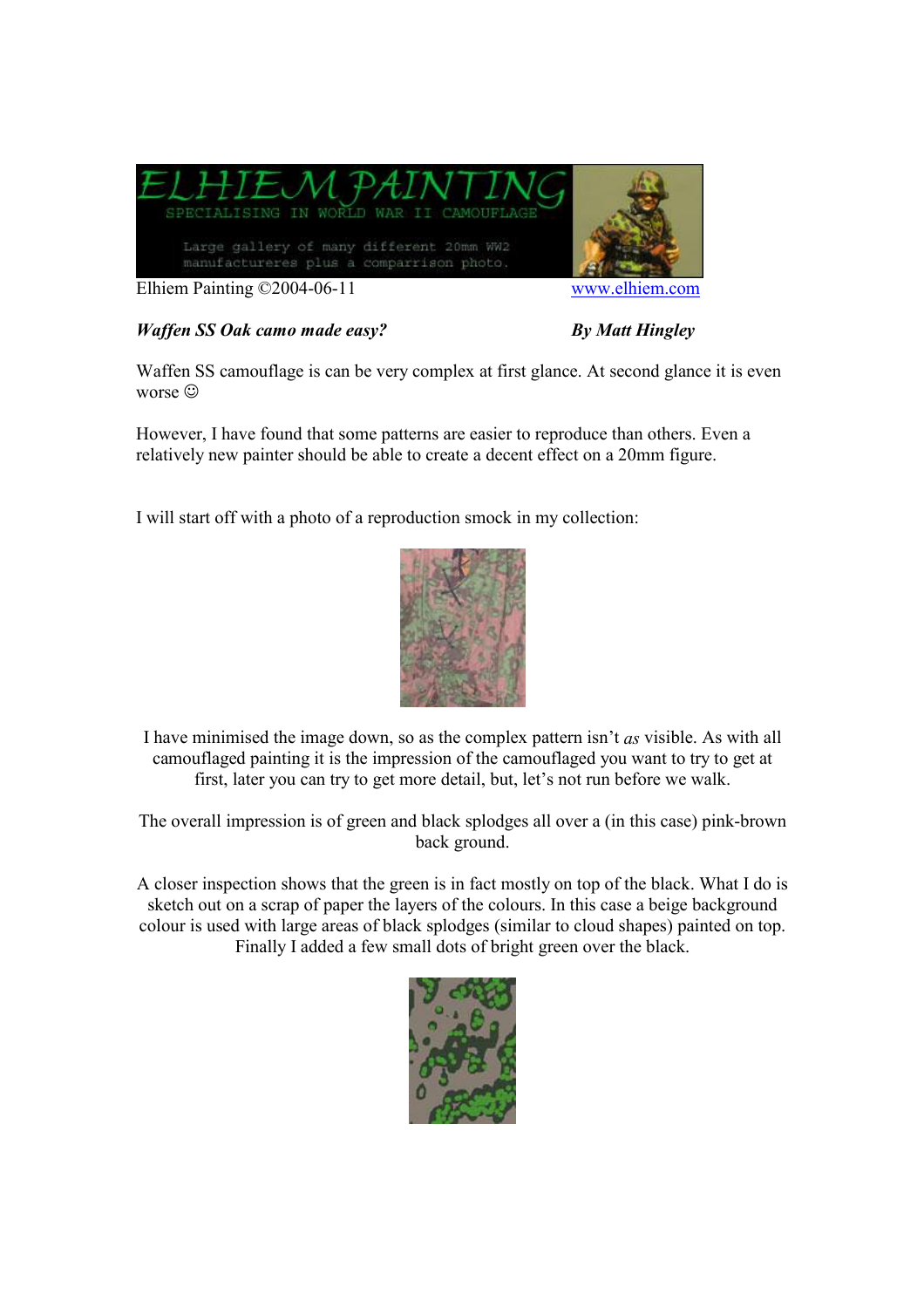ELHIEM PAINTING
SPECIALISING IN WORLD WAR II CAMOUFLAGE
Large gallery of many different 20mm WW2 manufactureres plus a comparrison photo.

Elhiem Painting ©2004-06-11 www.elhiem.com

***Waffen SS Oak camo made easy?*** ***By Matt Hingley***

Waffen SS camouflage is can be very complex at first glance. At second glance it is even worse ☺

However, I have found that some patterns are easier to reproduce than others. Even a relatively new painter should be able to create a decent effect on a 20mm figure.

I will start off with a photo of a reproduction smock in my collection:

I have minimised the image down, so as the complex pattern isn't *as* visible. As with all camouflaged painting it is the impression of the camouflaged you want to try to get at first, later you can try to get more detail, but, let's not run before we walk.

The overall impression is of green and black splodges all over a (in this case) pink-brown back ground.

A closer inspection shows that the green is in fact mostly on top of the black. What I do is sketch out on a scrap of paper the layers of the colours. In this case a beige background colour is used with large areas of black splodges (similar to cloud shapes) painted on top. Finally I added a few small dots of bright green over the black.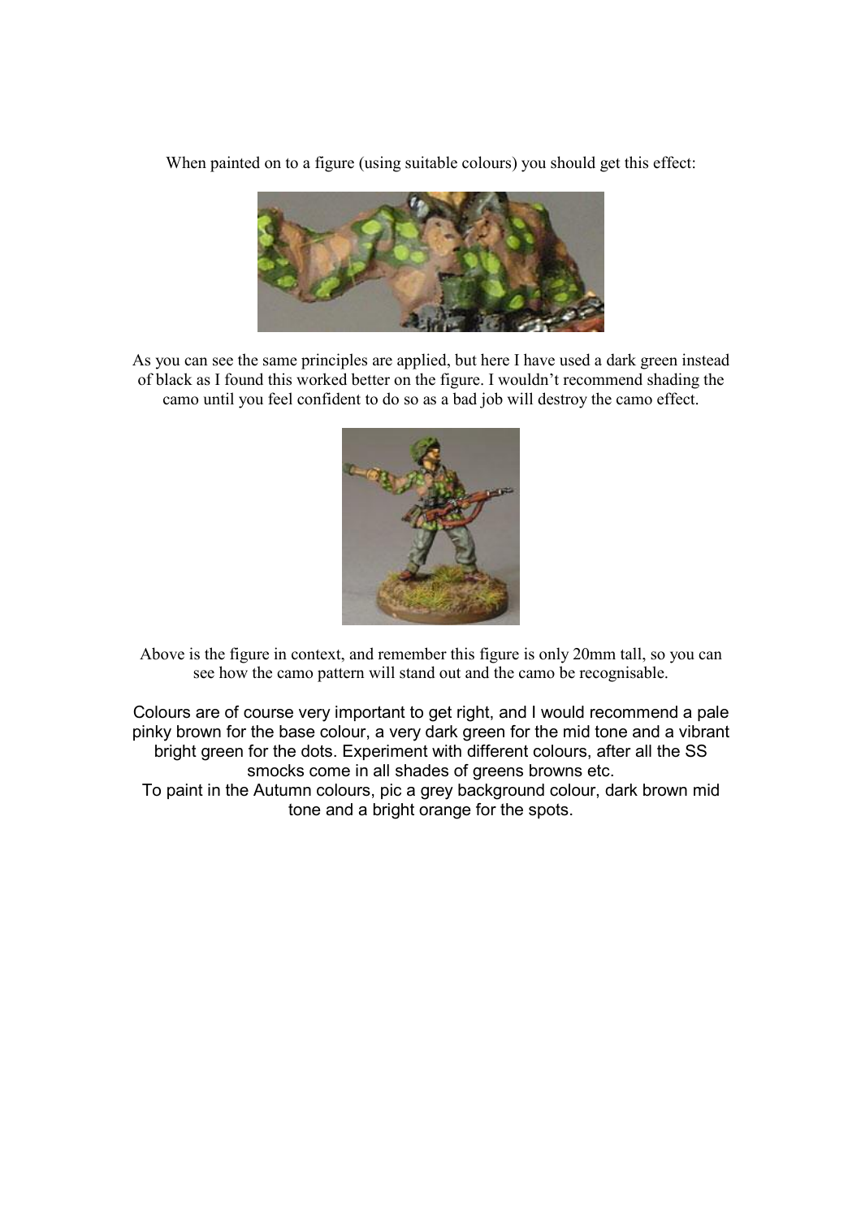When painted on to a figure (using suitable colours) you should get this effect:

As you can see the same principles are applied, but here I have used a dark green instead of black as I found this worked better on the figure. I wouldn't recommend shading the camo until you feel confident to do so as a bad job will destroy the camo effect.

Above is the figure in context, and remember this figure is only 20mm tall, so you can see how the camo pattern will stand out and the camo be recognisable.

Colours are of course very important to get right, and I would recommend a pale pinky brown for the base colour, a very dark green for the mid tone and a vibrant bright green for the dots. Experiment with different colours, after all the SS smocks come in all shades of greens browns etc.
To paint in the Autumn colours, pic a grey background colour, dark brown mid tone and a bright orange for the spots.